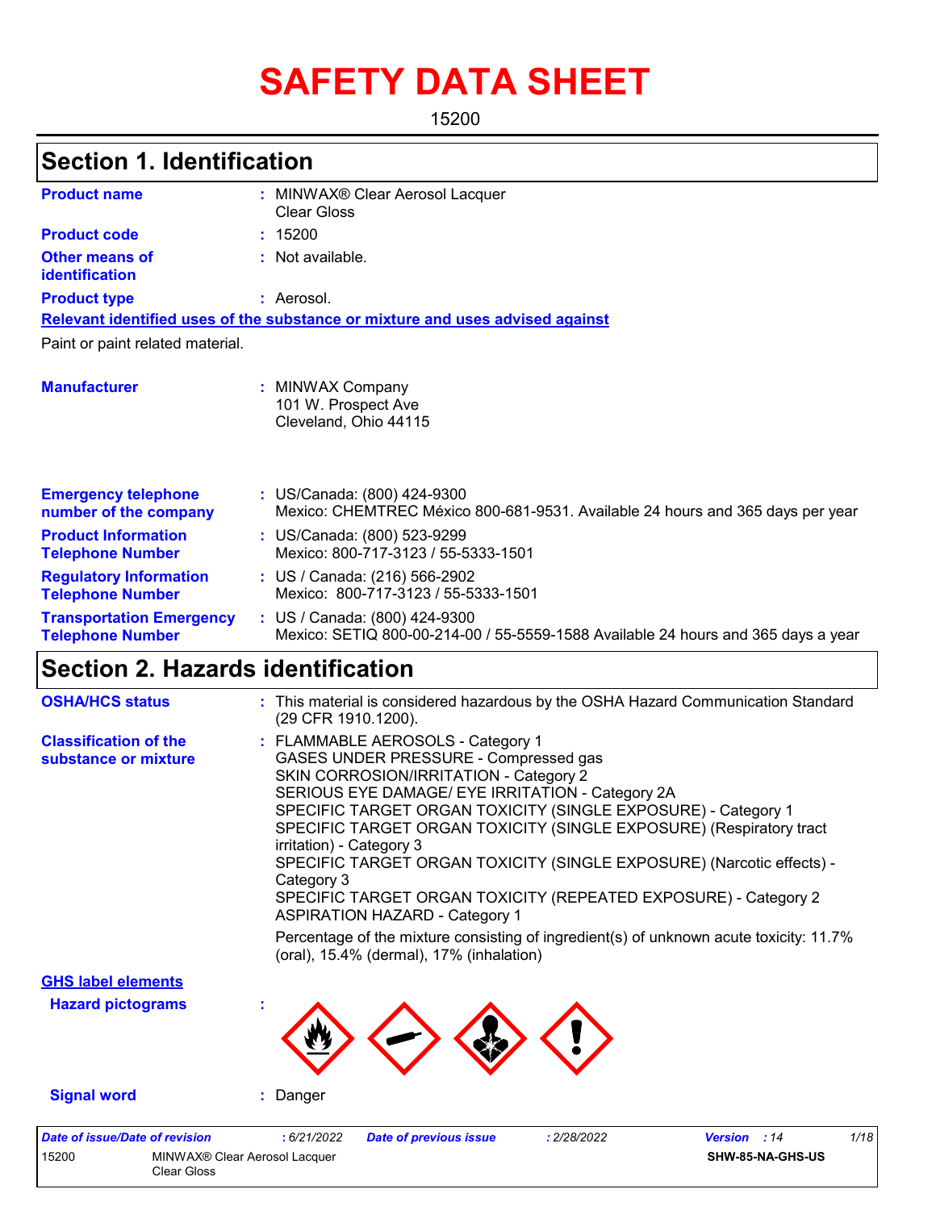# SAFETY DATA SHEET

15200

## Section 1. Identification

| | |
|---|---|
| **Product name** | : MINWAX® Clear Aerosol Lacquer Clear Gloss |
| **Product code** | : 15200 |
| **Other means of identification** | : Not available. |
| **Product type** | : Aerosol. |

**Relevant identified uses of the substance or mixture and uses advised against**

Paint or paint related material.

| | |
|---|---|
| **Manufacturer** | : MINWAX Company<br>101 W. Prospect Ave<br>Cleveland, Ohio 44115 |
| **Emergency telephone number of the company** | : US/Canada: (800) 424-9300<br>Mexico: CHEMTREC México 800-681-9531. Available 24 hours and 365 days per year |
| **Product Information Telephone Number** | : US/Canada: (800) 523-9299<br>Mexico: 800-717-3123 / 55-5333-1501 |
| **Regulatory Information Telephone Number** | : US / Canada: (216) 566-2902<br>Mexico: 800-717-3123 / 55-5333-1501 |
| **Transportation Emergency Telephone Number** | : US / Canada: (800) 424-9300<br>Mexico: SETIQ 800-00-214-00 / 55-5559-1588 Available 24 hours and 365 days a year |

## Section 2. Hazards identification

**OSHA/HCS status** : This material is considered hazardous by the OSHA Hazard Communication Standard (29 CFR 1910.1200).

**Classification of the substance or mixture** :
FLAMMABLE AEROSOLS - Category 1
GASES UNDER PRESSURE - Compressed gas
SKIN CORROSION/IRRITATION - Category 2
SERIOUS EYE DAMAGE/ EYE IRRITATION - Category 2A
SPECIFIC TARGET ORGAN TOXICITY (SINGLE EXPOSURE) - Category 1
SPECIFIC TARGET ORGAN TOXICITY (SINGLE EXPOSURE) (Respiratory tract irritation) - Category 3
SPECIFIC TARGET ORGAN TOXICITY (SINGLE EXPOSURE) (Narcotic effects) - Category 3
SPECIFIC TARGET ORGAN TOXICITY (REPEATED EXPOSURE) - Category 2
ASPIRATION HAZARD - Category 1

Percentage of the mixture consisting of ingredient(s) of unknown acute toxicity: 11.7% (oral), 15.4% (dermal), 17% (inhalation)

**GHS label elements**

**Hazard pictograms** :

**Signal word** : Danger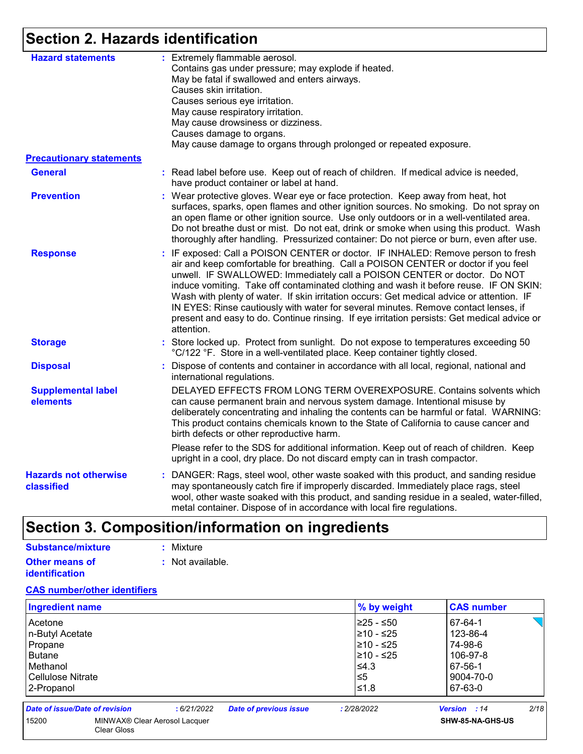## Section 2. Hazards identification

**Hazard statements** : Extremely flammable aerosol.
Contains gas under pressure; may explode if heated.
May be fatal if swallowed and enters airways.
Causes skin irritation.
Causes serious eye irritation.
May cause respiratory irritation.
May cause drowsiness or dizziness.
Causes damage to organs.
May cause damage to organs through prolonged or repeated exposure.

**Precautionary statements**

**General** : Read label before use. Keep out of reach of children. If medical advice is needed, have product container or label at hand.

**Prevention** : Wear protective gloves. Wear eye or face protection. Keep away from heat, hot surfaces, sparks, open flames and other ignition sources. No smoking. Do not spray on an open flame or other ignition source. Use only outdoors or in a well-ventilated area. Do not breathe dust or mist. Do not eat, drink or smoke when using this product. Wash thoroughly after handling. Pressurized container: Do not pierce or burn, even after use.

**Response** : IF exposed: Call a POISON CENTER or doctor. IF INHALED: Remove person to fresh air and keep comfortable for breathing. Call a POISON CENTER or doctor if you feel unwell. IF SWALLOWED: Immediately call a POISON CENTER or doctor. Do NOT induce vomiting. Take off contaminated clothing and wash it before reuse. IF ON SKIN: Wash with plenty of water. If skin irritation occurs: Get medical advice or attention. IF IN EYES: Rinse cautiously with water for several minutes. Remove contact lenses, if present and easy to do. Continue rinsing. If eye irritation persists: Get medical advice or attention.

**Storage** : Store locked up. Protect from sunlight. Do not expose to temperatures exceeding 50 °C/122 °F. Store in a well-ventilated place. Keep container tightly closed.

**Disposal** : Dispose of contents and container in accordance with all local, regional, national and international regulations.

**Supplemental label elements** DELAYED EFFECTS FROM LONG TERM OVEREXPOSURE. Contains solvents which can cause permanent brain and nervous system damage. Intentional misuse by deliberately concentrating and inhaling the contents can be harmful or fatal. WARNING: This product contains chemicals known to the State of California to cause cancer and birth defects or other reproductive harm.

Please refer to the SDS for additional information. Keep out of reach of children. Keep upright in a cool, dry place. Do not discard empty can in trash compactor.

**Hazards not otherwise classified** : DANGER: Rags, steel wool, other waste soaked with this product, and sanding residue may spontaneously catch fire if improperly discarded. Immediately place rags, steel wool, other waste soaked with this product, and sanding residue in a sealed, water-filled, metal container. Dispose of in accordance with local fire regulations.

## Section 3. Composition/information on ingredients

**Substance/mixture** : Mixture

**Other means of identification** : Not available.

**CAS number/other identifiers**

| Ingredient name | % by weight | CAS number |
|---|---|---|
| Acetone | ≥25 - ≤50 | 67-64-1 |
| n-Butyl Acetate | ≥10 - ≤25 | 123-86-4 |
| Propane | ≥10 - ≤25 | 74-98-6 |
| Butane | ≥10 - ≤25 | 106-97-8 |
| Methanol | ≤4.3 | 67-56-1 |
| Cellulose Nitrate | ≤5 | 9004-70-0 |
| 2-Propanol | ≤1.8 | 67-63-0 |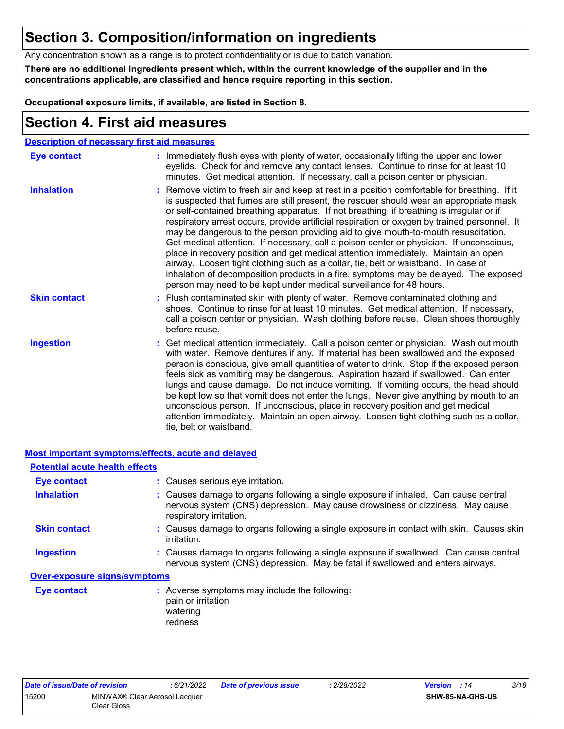# Section 3. Composition/information on ingredients

Any concentration shown as a range is to protect confidentiality or is due to batch variation.

**There are no additional ingredients present which, within the current knowledge of the supplier and in the concentrations applicable, are classified and hence require reporting in this section.**

**Occupational exposure limits, if available, are listed in Section 8.**

# Section 4. First aid measures

## Description of necessary first aid measures

**Eye contact** : Immediately flush eyes with plenty of water, occasionally lifting the upper and lower eyelids. Check for and remove any contact lenses. Continue to rinse for at least 10 minutes. Get medical attention. If necessary, call a poison center or physician.

**Inhalation** : Remove victim to fresh air and keep at rest in a position comfortable for breathing. If it is suspected that fumes are still present, the rescuer should wear an appropriate mask or self-contained breathing apparatus. If not breathing, if breathing is irregular or if respiratory arrest occurs, provide artificial respiration or oxygen by trained personnel. It may be dangerous to the person providing aid to give mouth-to-mouth resuscitation. Get medical attention. If necessary, call a poison center or physician. If unconscious, place in recovery position and get medical attention immediately. Maintain an open airway. Loosen tight clothing such as a collar, tie, belt or waistband. In case of inhalation of decomposition products in a fire, symptoms may be delayed. The exposed person may need to be kept under medical surveillance for 48 hours.

**Skin contact** : Flush contaminated skin with plenty of water. Remove contaminated clothing and shoes. Continue to rinse for at least 10 minutes. Get medical attention. If necessary, call a poison center or physician. Wash clothing before reuse. Clean shoes thoroughly before reuse.

**Ingestion** : Get medical attention immediately. Call a poison center or physician. Wash out mouth with water. Remove dentures if any. If material has been swallowed and the exposed person is conscious, give small quantities of water to drink. Stop if the exposed person feels sick as vomiting may be dangerous. Aspiration hazard if swallowed. Can enter lungs and cause damage. Do not induce vomiting. If vomiting occurs, the head should be kept low so that vomit does not enter the lungs. Never give anything by mouth to an unconscious person. If unconscious, place in recovery position and get medical attention immediately. Maintain an open airway. Loosen tight clothing such as a collar, tie, belt or waistband.

## Most important symptoms/effects, acute and delayed

### Potential acute health effects

**Eye contact** : Causes serious eye irritation.

**Inhalation** : Causes damage to organs following a single exposure if inhaled. Can cause central nervous system (CNS) depression. May cause drowsiness or dizziness. May cause respiratory irritation.

**Skin contact** : Causes damage to organs following a single exposure in contact with skin. Causes skin irritation.

**Ingestion** : Causes damage to organs following a single exposure if swallowed. Can cause central nervous system (CNS) depression. May be fatal if swallowed and enters airways.

### Over-exposure signs/symptoms

**Eye contact** : Adverse symptoms may include the following:
pain or irritation
watering
redness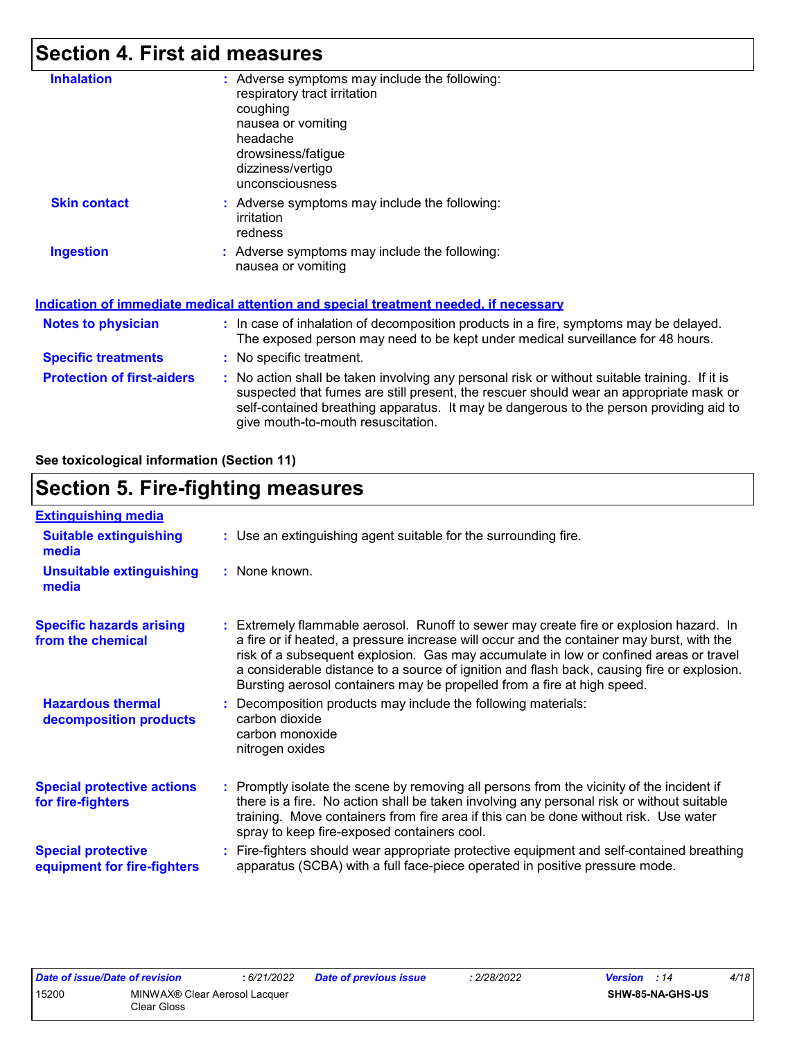## Section 4. First aid measures

**Inhalation** : Adverse symptoms may include the following:
respiratory tract irritation
coughing
nausea or vomiting
headache
drowsiness/fatigue
dizziness/vertigo
unconsciousness

**Skin contact** : Adverse symptoms may include the following:
irritation
redness

**Ingestion** : Adverse symptoms may include the following:
nausea or vomiting

### Indication of immediate medical attention and special treatment needed, if necessary

**Notes to physician** : In case of inhalation of decomposition products in a fire, symptoms may be delayed. The exposed person may need to be kept under medical surveillance for 48 hours.

**Specific treatments** : No specific treatment.

**Protection of first-aiders** : No action shall be taken involving any personal risk or without suitable training. If it is suspected that fumes are still present, the rescuer should wear an appropriate mask or self-contained breathing apparatus. It may be dangerous to the person providing aid to give mouth-to-mouth resuscitation.

**See toxicological information (Section 11)**

## Section 5. Fire-fighting measures

### Extinguishing media

**Suitable extinguishing media** : Use an extinguishing agent suitable for the surrounding fire.

**Unsuitable extinguishing media** : None known.

**Specific hazards arising from the chemical** : Extremely flammable aerosol. Runoff to sewer may create fire or explosion hazard. In a fire or if heated, a pressure increase will occur and the container may burst, with the risk of a subsequent explosion. Gas may accumulate in low or confined areas or travel a considerable distance to a source of ignition and flash back, causing fire or explosion. Bursting aerosol containers may be propelled from a fire at high speed.

**Hazardous thermal decomposition products** : Decomposition products may include the following materials:
carbon dioxide
carbon monoxide
nitrogen oxides

**Special protective actions for fire-fighters** : Promptly isolate the scene by removing all persons from the vicinity of the incident if there is a fire. No action shall be taken involving any personal risk or without suitable training. Move containers from fire area if this can be done without risk. Use water spray to keep fire-exposed containers cool.

**Special protective equipment for fire-fighters** : Fire-fighters should wear appropriate protective equipment and self-contained breathing apparatus (SCBA) with a full face-piece operated in positive pressure mode.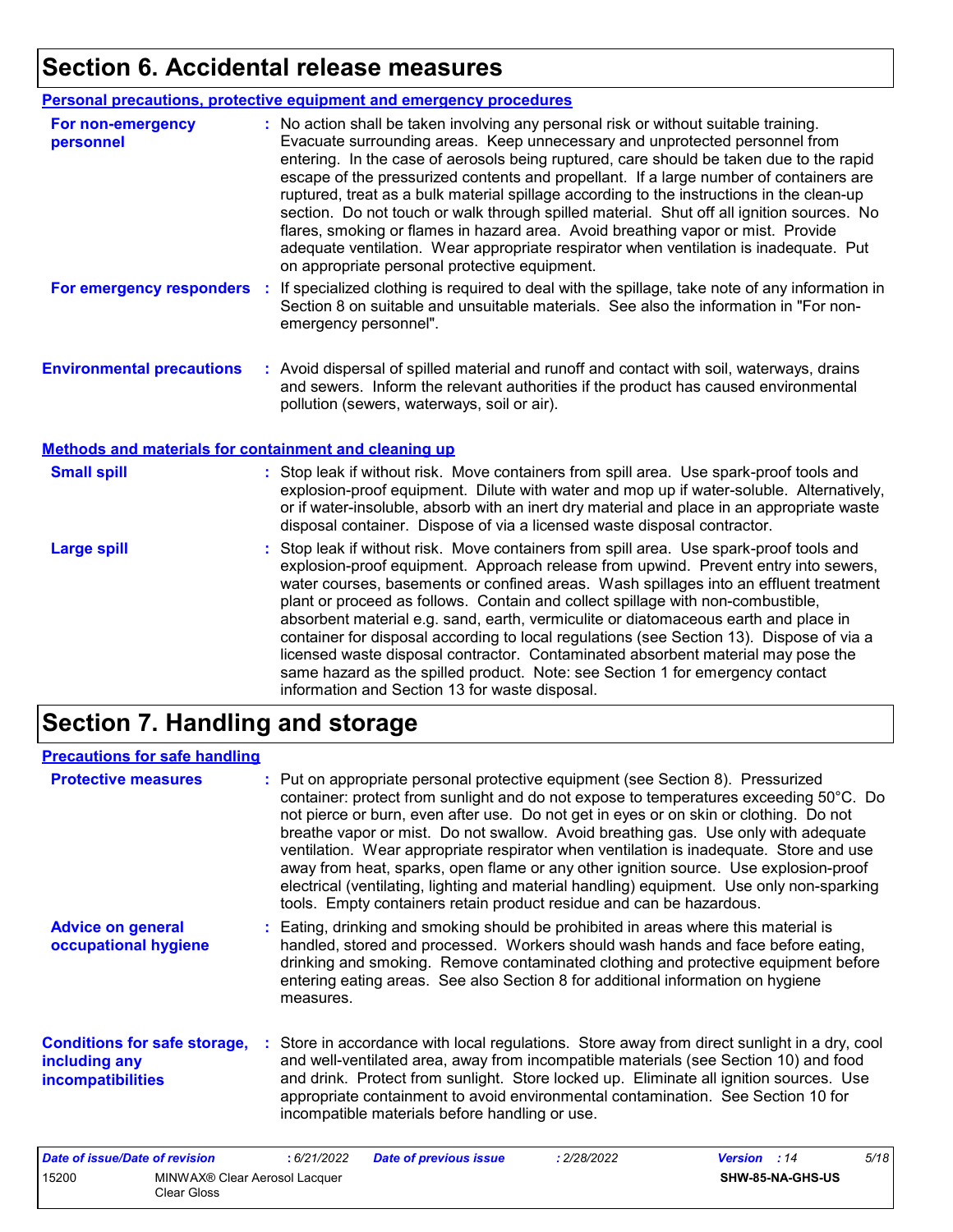# Section 6. Accidental release measures

## Personal precautions, protective equipment and emergency procedures

**For non-emergency personnel** : No action shall be taken involving any personal risk or without suitable training. Evacuate surrounding areas. Keep unnecessary and unprotected personnel from entering. In the case of aerosols being ruptured, care should be taken due to the rapid escape of the pressurized contents and propellant. If a large number of containers are ruptured, treat as a bulk material spillage according to the instructions in the clean-up section. Do not touch or walk through spilled material. Shut off all ignition sources. No flares, smoking or flames in hazard area. Avoid breathing vapor or mist. Provide adequate ventilation. Wear appropriate respirator when ventilation is inadequate. Put on appropriate personal protective equipment.

**For emergency responders** : If specialized clothing is required to deal with the spillage, take note of any information in Section 8 on suitable and unsuitable materials. See also the information in "For non-emergency personnel".

**Environmental precautions** : Avoid dispersal of spilled material and runoff and contact with soil, waterways, drains and sewers. Inform the relevant authorities if the product has caused environmental pollution (sewers, waterways, soil or air).

## Methods and materials for containment and cleaning up

**Small spill** : Stop leak if without risk. Move containers from spill area. Use spark-proof tools and explosion-proof equipment. Dilute with water and mop up if water-soluble. Alternatively, or if water-insoluble, absorb with an inert dry material and place in an appropriate waste disposal container. Dispose of via a licensed waste disposal contractor.

**Large spill** : Stop leak if without risk. Move containers from spill area. Use spark-proof tools and explosion-proof equipment. Approach release from upwind. Prevent entry into sewers, water courses, basements or confined areas. Wash spillages into an effluent treatment plant or proceed as follows. Contain and collect spillage with non-combustible, absorbent material e.g. sand, earth, vermiculite or diatomaceous earth and place in container for disposal according to local regulations (see Section 13). Dispose of via a licensed waste disposal contractor. Contaminated absorbent material may pose the same hazard as the spilled product. Note: see Section 1 for emergency contact information and Section 13 for waste disposal.

# Section 7. Handling and storage

## Precautions for safe handling

**Protective measures** : Put on appropriate personal protective equipment (see Section 8). Pressurized container: protect from sunlight and do not expose to temperatures exceeding 50°C. Do not pierce or burn, even after use. Do not get in eyes or on skin or clothing. Do not breathe vapor or mist. Do not swallow. Avoid breathing gas. Use only with adequate ventilation. Wear appropriate respirator when ventilation is inadequate. Store and use away from heat, sparks, open flame or any other ignition source. Use explosion-proof electrical (ventilating, lighting and material handling) equipment. Use only non-sparking tools. Empty containers retain product residue and can be hazardous.

**Advice on general occupational hygiene** : Eating, drinking and smoking should be prohibited in areas where this material is handled, stored and processed. Workers should wash hands and face before eating, drinking and smoking. Remove contaminated clothing and protective equipment before entering eating areas. See also Section 8 for additional information on hygiene measures.

**Conditions for safe storage, including any incompatibilities** : Store in accordance with local regulations. Store away from direct sunlight in a dry, cool and well-ventilated area, away from incompatible materials (see Section 10) and food and drink. Protect from sunlight. Store locked up. Eliminate all ignition sources. Use appropriate containment to avoid environmental contamination. See Section 10 for incompatible materials before handling or use.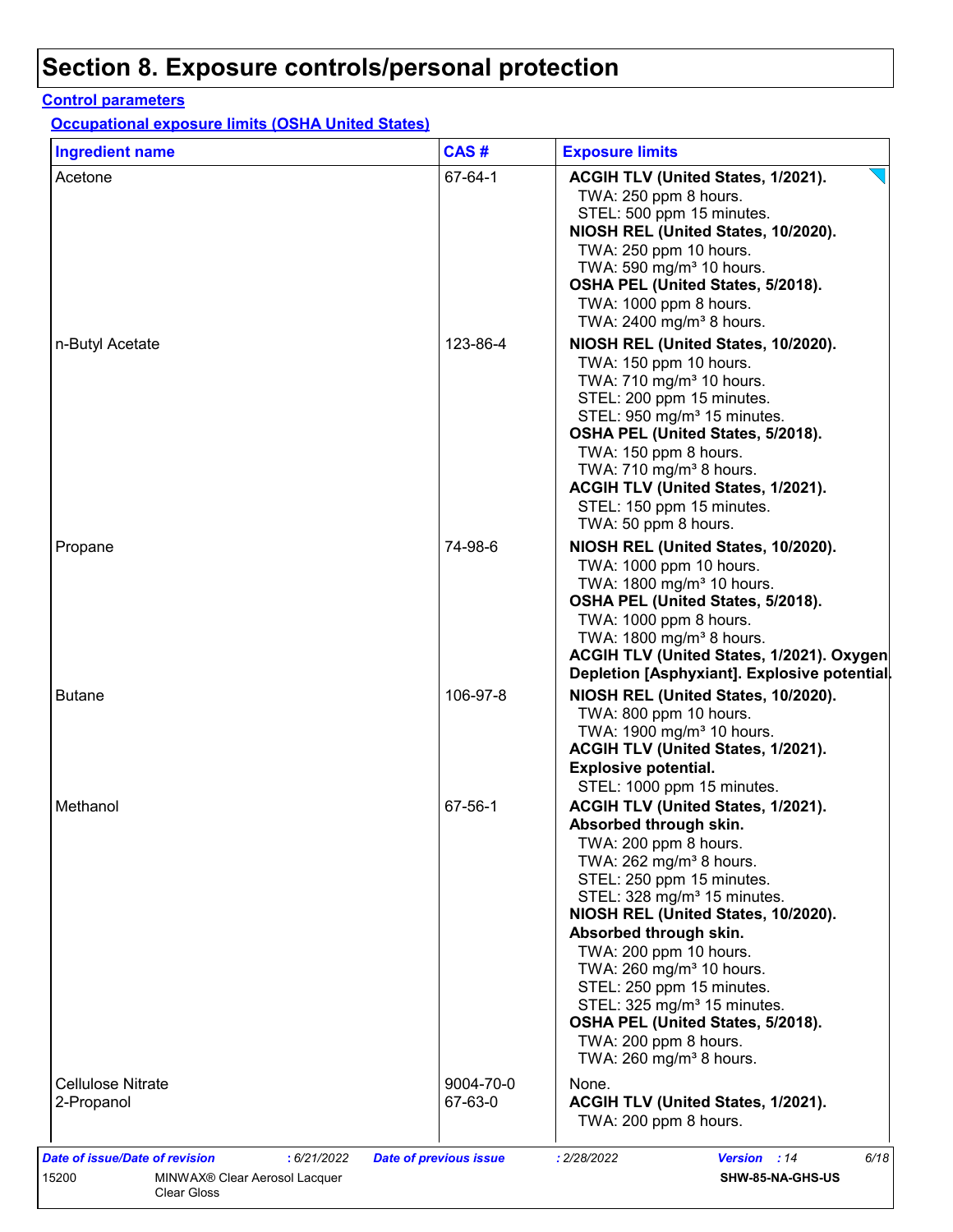# Section 8. Exposure controls/personal protection

**Control parameters**

**Occupational exposure limits (OSHA United States)**

| Ingredient name | CAS # | Exposure limits |
|---|---|---|
| Acetone | 67-64-1 | **ACGIH TLV (United States, 1/2021).**<br>TWA: 250 ppm 8 hours.<br>STEL: 500 ppm 15 minutes.<br>**NIOSH REL (United States, 10/2020).**<br>TWA: 250 ppm 10 hours.<br>TWA: 590 mg/m³ 10 hours.<br>**OSHA PEL (United States, 5/2018).**<br>TWA: 1000 ppm 8 hours.<br>TWA: 2400 mg/m³ 8 hours. |
| n-Butyl Acetate | 123-86-4 | **NIOSH REL (United States, 10/2020).**<br>TWA: 150 ppm 10 hours.<br>TWA: 710 mg/m³ 10 hours.<br>STEL: 200 ppm 15 minutes.<br>STEL: 950 mg/m³ 15 minutes.<br>**OSHA PEL (United States, 5/2018).**<br>TWA: 150 ppm 8 hours.<br>TWA: 710 mg/m³ 8 hours.<br>**ACGIH TLV (United States, 1/2021).**<br>STEL: 150 ppm 15 minutes.<br>TWA: 50 ppm 8 hours. |
| Propane | 74-98-6 | **NIOSH REL (United States, 10/2020).**<br>TWA: 1000 ppm 10 hours.<br>TWA: 1800 mg/m³ 10 hours.<br>**OSHA PEL (United States, 5/2018).**<br>TWA: 1000 ppm 8 hours.<br>TWA: 1800 mg/m³ 8 hours.<br>**ACGIH TLV (United States, 1/2021). Oxygen Depletion [Asphyxiant]. Explosive potential.** |
| Butane | 106-97-8 | **NIOSH REL (United States, 10/2020).**<br>TWA: 800 ppm 10 hours.<br>TWA: 1900 mg/m³ 10 hours.<br>**ACGIH TLV (United States, 1/2021). Explosive potential.**<br>STEL: 1000 ppm 15 minutes. |
| Methanol | 67-56-1 | **ACGIH TLV (United States, 1/2021). Absorbed through skin.**<br>TWA: 200 ppm 8 hours.<br>TWA: 262 mg/m³ 8 hours.<br>STEL: 250 ppm 15 minutes.<br>STEL: 328 mg/m³ 15 minutes.<br>**NIOSH REL (United States, 10/2020). Absorbed through skin.**<br>TWA: 200 ppm 10 hours.<br>TWA: 260 mg/m³ 10 hours.<br>STEL: 250 ppm 15 minutes.<br>STEL: 325 mg/m³ 15 minutes.<br>**OSHA PEL (United States, 5/2018).**<br>TWA: 200 ppm 8 hours.<br>TWA: 260 mg/m³ 8 hours. |
| Cellulose Nitrate | 9004-70-0 | None. |
| 2-Propanol | 67-63-0 | **ACGIH TLV (United States, 1/2021).**<br>TWA: 200 ppm 8 hours. |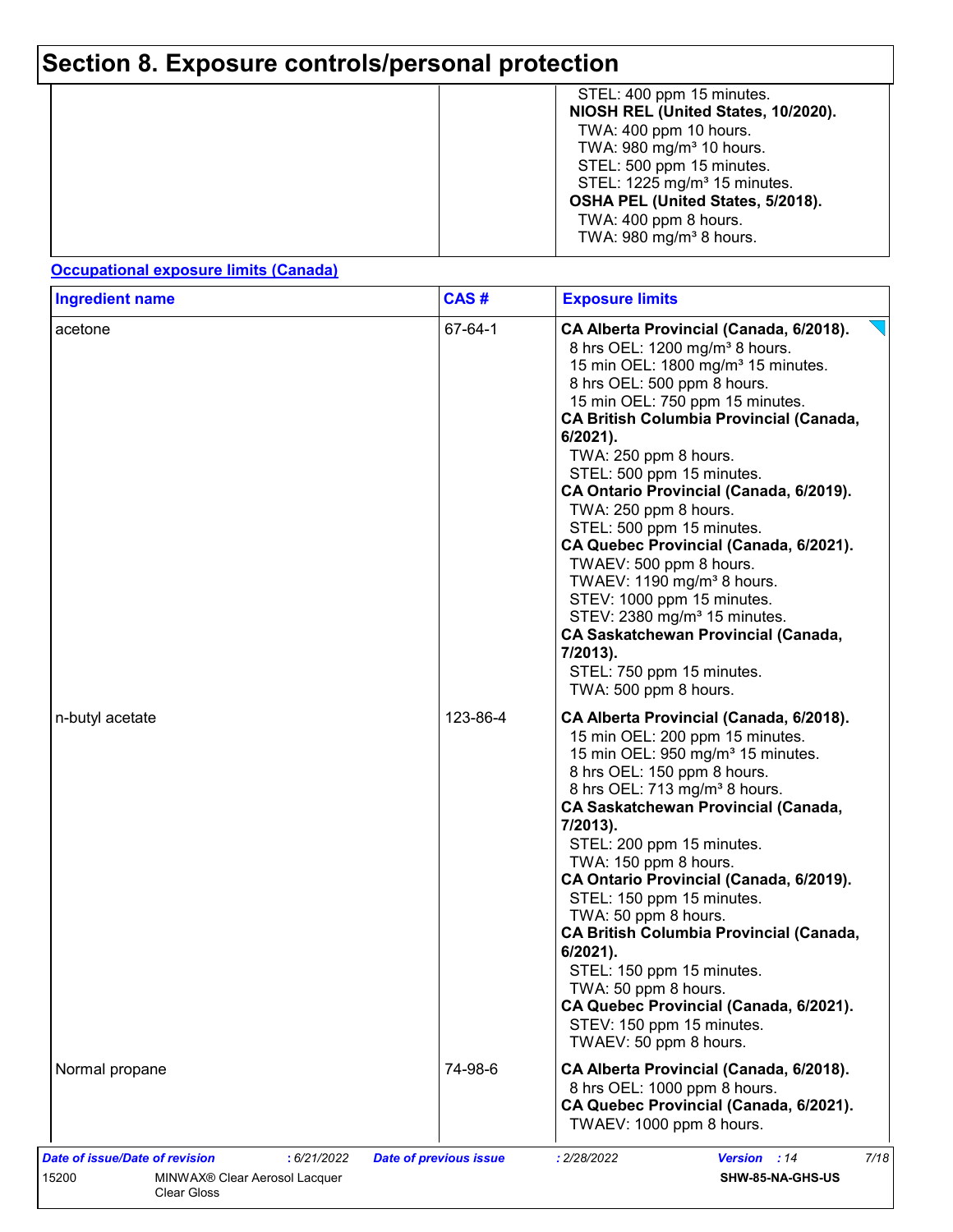# Section 8. Exposure controls/personal protection

| | | |
|---|---|---|
| | | STEL: 400 ppm 15 minutes.<br>**NIOSH REL (United States, 10/2020).**<br>TWA: 400 ppm 10 hours.<br>TWA: 980 mg/m³ 10 hours.<br>STEL: 500 ppm 15 minutes.<br>STEL: 1225 mg/m³ 15 minutes.<br>**OSHA PEL (United States, 5/2018).**<br>TWA: 400 ppm 8 hours.<br>TWA: 980 mg/m³ 8 hours. |

**Occupational exposure limits (Canada)**

| Ingredient name | CAS # | Exposure limits |
|---|---|---|
| acetone | 67-64-1 | **CA Alberta Provincial (Canada, 6/2018).**<br>8 hrs OEL: 1200 mg/m³ 8 hours.<br>15 min OEL: 1800 mg/m³ 15 minutes.<br>8 hrs OEL: 500 ppm 8 hours.<br>15 min OEL: 750 ppm 15 minutes.<br>**CA British Columbia Provincial (Canada, 6/2021).**<br>TWA: 250 ppm 8 hours.<br>STEL: 500 ppm 15 minutes.<br>**CA Ontario Provincial (Canada, 6/2019).**<br>TWA: 250 ppm 8 hours.<br>STEL: 500 ppm 15 minutes.<br>**CA Quebec Provincial (Canada, 6/2021).**<br>TWAEV: 500 ppm 8 hours.<br>TWAEV: 1190 mg/m³ 8 hours.<br>STEV: 1000 ppm 15 minutes.<br>STEV: 2380 mg/m³ 15 minutes.<br>**CA Saskatchewan Provincial (Canada, 7/2013).**<br>STEL: 750 ppm 15 minutes.<br>TWA: 500 ppm 8 hours. |
| n-butyl acetate | 123-86-4 | **CA Alberta Provincial (Canada, 6/2018).**<br>15 min OEL: 200 ppm 15 minutes.<br>15 min OEL: 950 mg/m³ 15 minutes.<br>8 hrs OEL: 150 ppm 8 hours.<br>8 hrs OEL: 713 mg/m³ 8 hours.<br>**CA Saskatchewan Provincial (Canada, 7/2013).**<br>STEL: 200 ppm 15 minutes.<br>TWA: 150 ppm 8 hours.<br>**CA Ontario Provincial (Canada, 6/2019).**<br>STEL: 150 ppm 15 minutes.<br>TWA: 50 ppm 8 hours.<br>**CA British Columbia Provincial (Canada, 6/2021).**<br>STEL: 150 ppm 15 minutes.<br>TWA: 50 ppm 8 hours.<br>**CA Quebec Provincial (Canada, 6/2021).**<br>STEV: 150 ppm 15 minutes.<br>TWAEV: 50 ppm 8 hours. |
| Normal propane | 74-98-6 | **CA Alberta Provincial (Canada, 6/2018).**<br>8 hrs OEL: 1000 ppm 8 hours.<br>**CA Quebec Provincial (Canada, 6/2021).**<br>TWAEV: 1000 ppm 8 hours. |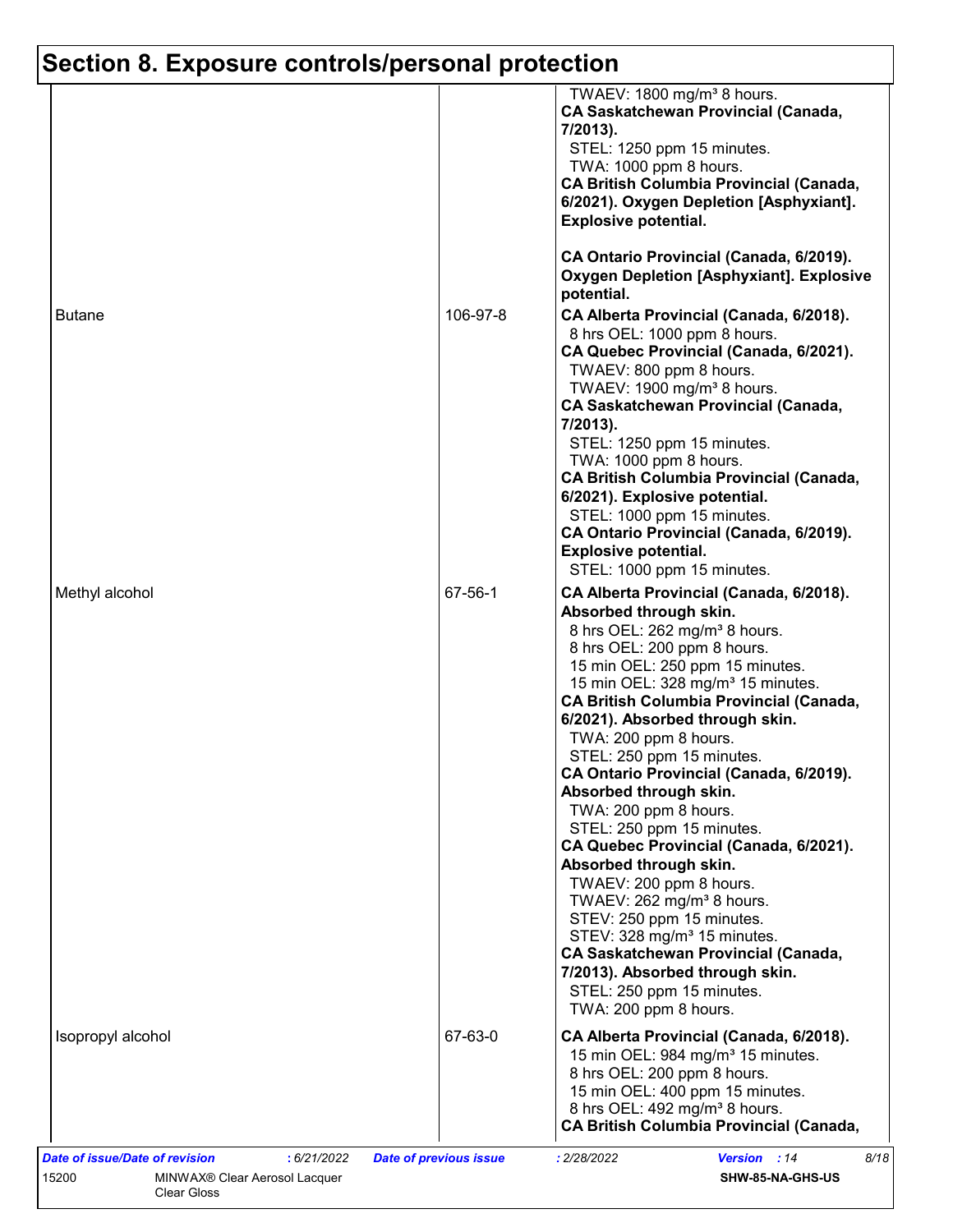## Section 8. Exposure controls/personal protection

| | | |
|---|---|---|
| | | TWAEV: 1800 mg/m³ 8 hours.<br>**CA Saskatchewan Provincial (Canada, 7/2013).**<br>STEL: 1250 ppm 15 minutes.<br>TWA: 1000 ppm 8 hours.<br>**CA British Columbia Provincial (Canada, 6/2021). Oxygen Depletion [Asphyxiant]. Explosive potential.**<br><br>**CA Ontario Provincial (Canada, 6/2019). Oxygen Depletion [Asphyxiant]. Explosive potential.** |
| Butane | 106-97-8 | **CA Alberta Provincial (Canada, 6/2018).**<br>8 hrs OEL: 1000 ppm 8 hours.<br>**CA Quebec Provincial (Canada, 6/2021).**<br>TWAEV: 800 ppm 8 hours.<br>TWAEV: 1900 mg/m³ 8 hours.<br>**CA Saskatchewan Provincial (Canada, 7/2013).**<br>STEL: 1250 ppm 15 minutes.<br>TWA: 1000 ppm 8 hours.<br>**CA British Columbia Provincial (Canada, 6/2021). Explosive potential.**<br>STEL: 1000 ppm 15 minutes.<br>**CA Ontario Provincial (Canada, 6/2019). Explosive potential.**<br>STEL: 1000 ppm 15 minutes. |
| Methyl alcohol | 67-56-1 | **CA Alberta Provincial (Canada, 6/2018). Absorbed through skin.**<br>8 hrs OEL: 262 mg/m³ 8 hours.<br>8 hrs OEL: 200 ppm 8 hours.<br>15 min OEL: 250 ppm 15 minutes.<br>15 min OEL: 328 mg/m³ 15 minutes.<br>**CA British Columbia Provincial (Canada, 6/2021). Absorbed through skin.**<br>TWA: 200 ppm 8 hours.<br>STEL: 250 ppm 15 minutes.<br>**CA Ontario Provincial (Canada, 6/2019). Absorbed through skin.**<br>TWA: 200 ppm 8 hours.<br>STEL: 250 ppm 15 minutes.<br>**CA Quebec Provincial (Canada, 6/2021). Absorbed through skin.**<br>TWAEV: 200 ppm 8 hours.<br>TWAEV: 262 mg/m³ 8 hours.<br>STEV: 250 ppm 15 minutes.<br>STEV: 328 mg/m³ 15 minutes.<br>**CA Saskatchewan Provincial (Canada, 7/2013). Absorbed through skin.**<br>STEL: 250 ppm 15 minutes.<br>TWA: 200 ppm 8 hours. |
| Isopropyl alcohol | 67-63-0 | **CA Alberta Provincial (Canada, 6/2018).**<br>15 min OEL: 984 mg/m³ 15 minutes.<br>8 hrs OEL: 200 ppm 8 hours.<br>15 min OEL: 400 ppm 15 minutes.<br>8 hrs OEL: 492 mg/m³ 8 hours.<br>**CA British Columbia Provincial (Canada,** |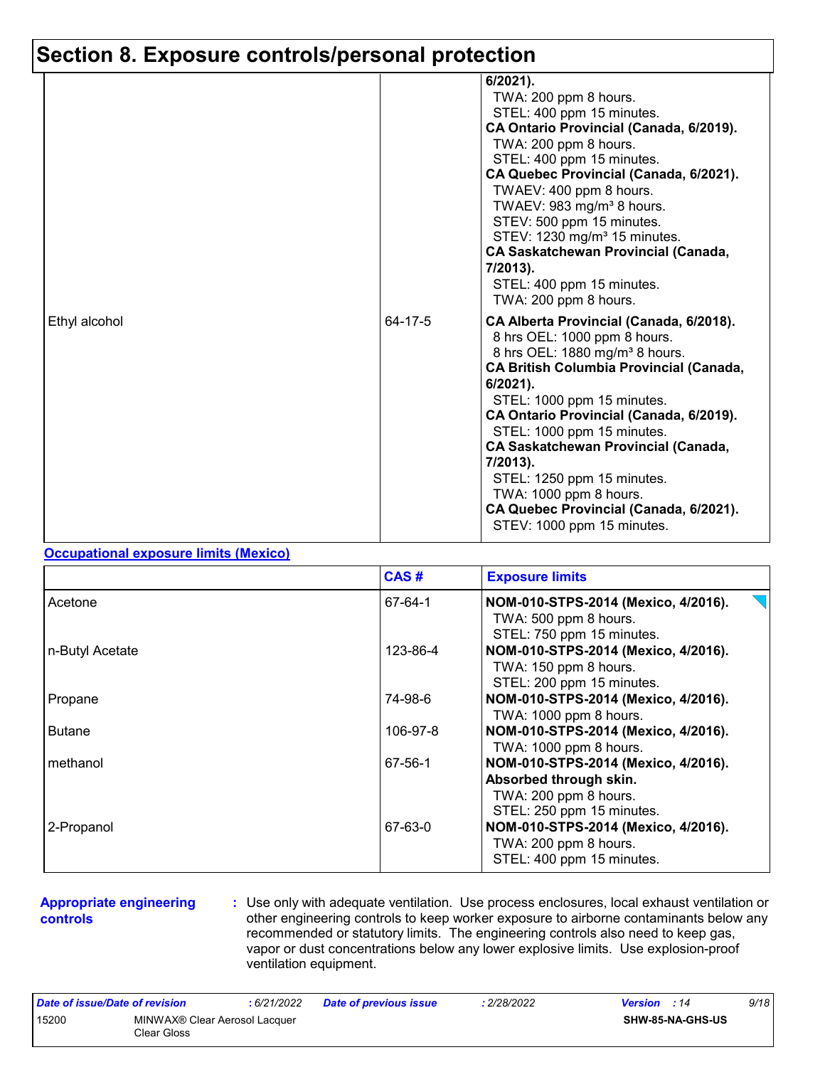# Section 8. Exposure controls/personal protection

| | | |
|---|---|---|
| | | **6/2021).**<br>TWA: 200 ppm 8 hours.<br>STEL: 400 ppm 15 minutes.<br>**CA Ontario Provincial (Canada, 6/2019).**<br>TWA: 200 ppm 8 hours.<br>STEL: 400 ppm 15 minutes.<br>**CA Quebec Provincial (Canada, 6/2021).**<br>TWAEV: 400 ppm 8 hours.<br>TWAEV: 983 mg/m³ 8 hours.<br>STEV: 500 ppm 15 minutes.<br>STEV: 1230 mg/m³ 15 minutes.<br>**CA Saskatchewan Provincial (Canada, 7/2013).**<br>STEL: 400 ppm 15 minutes.<br>TWA: 200 ppm 8 hours. |
| Ethyl alcohol | 64-17-5 | **CA Alberta Provincial (Canada, 6/2018).**<br>8 hrs OEL: 1000 ppm 8 hours.<br>8 hrs OEL: 1880 mg/m³ 8 hours.<br>**CA British Columbia Provincial (Canada, 6/2021).**<br>STEL: 1000 ppm 15 minutes.<br>**CA Ontario Provincial (Canada, 6/2019).**<br>STEL: 1000 ppm 15 minutes.<br>**CA Saskatchewan Provincial (Canada, 7/2013).**<br>STEL: 1250 ppm 15 minutes.<br>TWA: 1000 ppm 8 hours.<br>**CA Quebec Provincial (Canada, 6/2021).**<br>STEV: 1000 ppm 15 minutes. |

**Occupational exposure limits (Mexico)**

| | CAS # | Exposure limits |
|---|---|---|
| Acetone | 67-64-1 | **NOM-010-STPS-2014 (Mexico, 4/2016).**<br>TWA: 500 ppm 8 hours.<br>STEL: 750 ppm 15 minutes. |
| n-Butyl Acetate | 123-86-4 | **NOM-010-STPS-2014 (Mexico, 4/2016).**<br>TWA: 150 ppm 8 hours.<br>STEL: 200 ppm 15 minutes. |
| Propane | 74-98-6 | **NOM-010-STPS-2014 (Mexico, 4/2016).**<br>TWA: 1000 ppm 8 hours. |
| Butane | 106-97-8 | **NOM-010-STPS-2014 (Mexico, 4/2016).**<br>TWA: 1000 ppm 8 hours. |
| methanol | 67-56-1 | **NOM-010-STPS-2014 (Mexico, 4/2016). Absorbed through skin.**<br>TWA: 200 ppm 8 hours.<br>STEL: 250 ppm 15 minutes. |
| 2-Propanol | 67-63-0 | **NOM-010-STPS-2014 (Mexico, 4/2016).**<br>TWA: 200 ppm 8 hours.<br>STEL: 400 ppm 15 minutes. |

**Appropriate engineering controls** : Use only with adequate ventilation. Use process enclosures, local exhaust ventilation or other engineering controls to keep worker exposure to airborne contaminants below any recommended or statutory limits. The engineering controls also need to keep gas, vapor or dust concentrations below any lower explosive limits. Use explosion-proof ventilation equipment.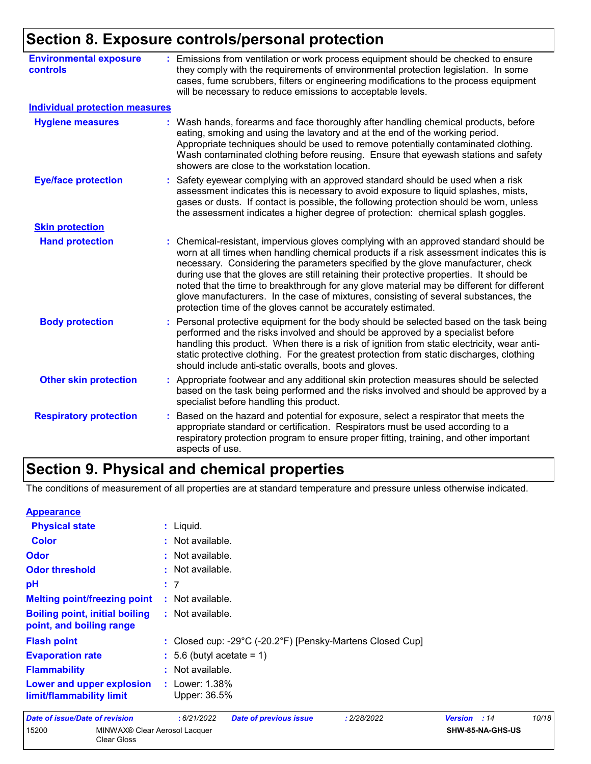## Section 8. Exposure controls/personal protection

**Environmental exposure controls** : Emissions from ventilation or work process equipment should be checked to ensure they comply with the requirements of environmental protection legislation. In some cases, fume scrubbers, filters or engineering modifications to the process equipment will be necessary to reduce emissions to acceptable levels.

### Individual protection measures

**Hygiene measures** : Wash hands, forearms and face thoroughly after handling chemical products, before eating, smoking and using the lavatory and at the end of the working period. Appropriate techniques should be used to remove potentially contaminated clothing. Wash contaminated clothing before reusing. Ensure that eyewash stations and safety showers are close to the workstation location.

**Eye/face protection** : Safety eyewear complying with an approved standard should be used when a risk assessment indicates this is necessary to avoid exposure to liquid splashes, mists, gases or dusts. If contact is possible, the following protection should be worn, unless the assessment indicates a higher degree of protection: chemical splash goggles.

#### Skin protection

**Hand protection** : Chemical-resistant, impervious gloves complying with an approved standard should be worn at all times when handling chemical products if a risk assessment indicates this is necessary. Considering the parameters specified by the glove manufacturer, check during use that the gloves are still retaining their protective properties. It should be noted that the time to breakthrough for any glove material may be different for different glove manufacturers. In the case of mixtures, consisting of several substances, the protection time of the gloves cannot be accurately estimated.

**Body protection** : Personal protective equipment for the body should be selected based on the task being performed and the risks involved and should be approved by a specialist before handling this product. When there is a risk of ignition from static electricity, wear anti-static protective clothing. For the greatest protection from static discharges, clothing should include anti-static overalls, boots and gloves.

**Other skin protection** : Appropriate footwear and any additional skin protection measures should be selected based on the task being performed and the risks involved and should be approved by a specialist before handling this product.

**Respiratory protection** : Based on the hazard and potential for exposure, select a respirator that meets the appropriate standard or certification. Respirators must be used according to a respiratory protection program to ensure proper fitting, training, and other important aspects of use.

## Section 9. Physical and chemical properties

The conditions of measurement of all properties are at standard temperature and pressure unless otherwise indicated.

### Appearance

**Physical state** : Liquid.

**Color** : Not available.

**Odor** : Not available.

**Odor threshold** : Not available.

**pH** : 7

**Melting point/freezing point** : Not available.

**Boiling point, initial boiling point, and boiling range** : Not available.

**Flash point** : Closed cup: -29°C (-20.2°F) [Pensky-Martens Closed Cup]

**Evaporation rate** : 5.6 (butyl acetate = 1)

**Flammability** : Not available.

**Lower and upper explosion limit/flammability limit** : Lower: 1.38%
Upper: 36.5%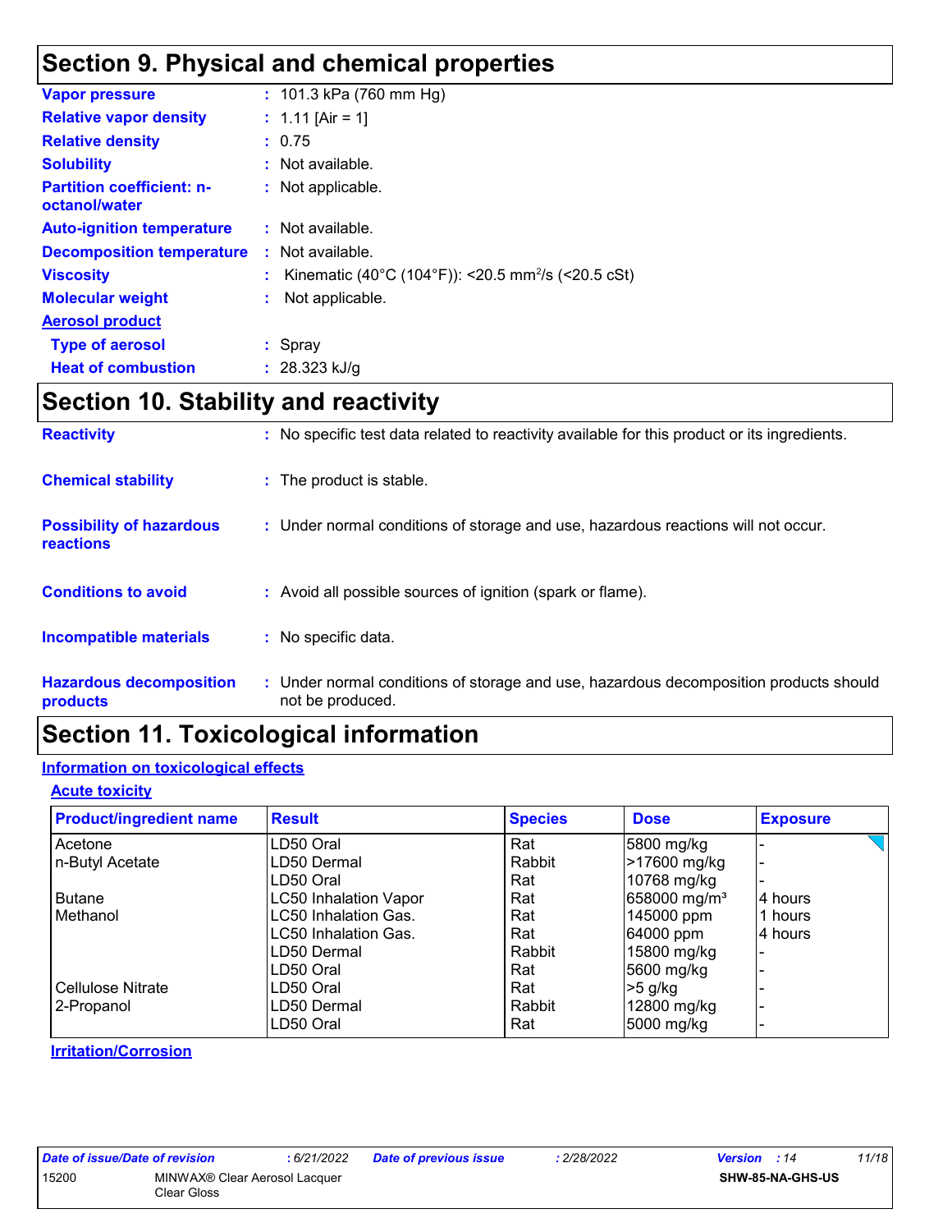## Section 9. Physical and chemical properties

**Vapor pressure** : 101.3 kPa (760 mm Hg)

**Relative vapor density** : 1.11 [Air = 1]

**Relative density** : 0.75

**Solubility** : Not available.

**Partition coefficient: n-octanol/water** : Not applicable.

**Auto-ignition temperature** : Not available.

**Decomposition temperature** : Not available.

**Viscosity** : Kinematic (40°C (104°F)): <20.5 $mm^2/s$ (<20.5 cSt)

**Molecular weight** : Not applicable.

**Aerosol product**

**Type of aerosol** : Spray

**Heat of combustion** : 28.323 kJ/g

## Section 10. Stability and reactivity

**Reactivity** : No specific test data related to reactivity available for this product or its ingredients.

**Chemical stability** : The product is stable.

**Possibility of hazardous reactions** : Under normal conditions of storage and use, hazardous reactions will not occur.

**Conditions to avoid** : Avoid all possible sources of ignition (spark or flame).

**Incompatible materials** : No specific data.

**Hazardous decomposition products** : Under normal conditions of storage and use, hazardous decomposition products should not be produced.

## Section 11. Toxicological information

**Information on toxicological effects**

**Acute toxicity**

| Product/ingredient name | Result | Species | Dose | Exposure |
|---|---|---|---|---|
| Acetone | LD50 Oral | Rat | 5800 mg/kg | - |
| n-Butyl Acetate | LD50 Dermal | Rabbit | >17600 mg/kg | - |
| | LD50 Oral | Rat | 10768 mg/kg | - |
| Butane | LC50 Inhalation Vapor | Rat | 658000 $mg/m^3$ | 4 hours |
| Methanol | LC50 Inhalation Gas. | Rat | 145000 ppm | 1 hours |
| | LC50 Inhalation Gas. | Rat | 64000 ppm | 4 hours |
| | LD50 Dermal | Rabbit | 15800 mg/kg | - |
| | LD50 Oral | Rat | 5600 mg/kg | - |
| Cellulose Nitrate | LD50 Oral | Rat | >5 g/kg | - |
| 2-Propanol | LD50 Dermal | Rabbit | 12800 mg/kg | - |
| | LD50 Oral | Rat | 5000 mg/kg | - |

**Irritation/Corrosion**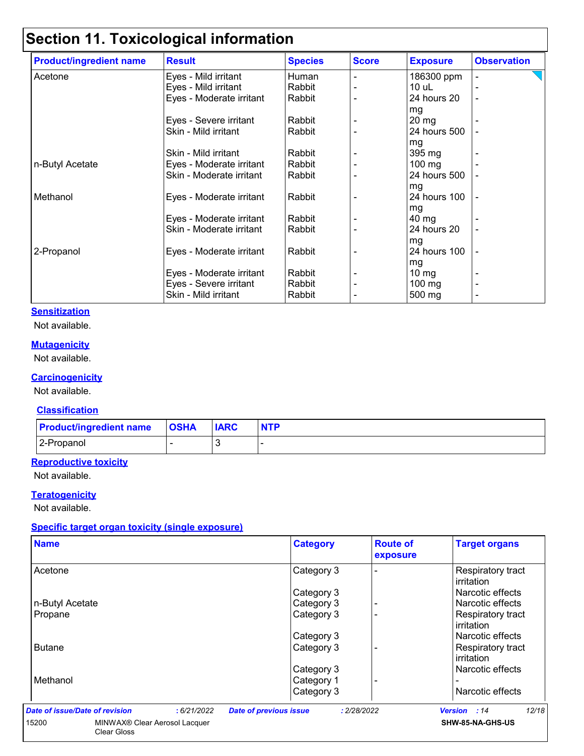# Section 11. Toxicological information

| Product/ingredient name | Result | Species | Score | Exposure | Observation |
|---|---|---|---|---|---|
| Acetone | Eyes - Mild irritant | Human | - | 186300 ppm | - |
| | Eyes - Mild irritant | Rabbit | - | 10 uL | - |
| | Eyes - Moderate irritant | Rabbit | - | 24 hours 20 mg | - |
| | Eyes - Severe irritant | Rabbit | - | 20 mg | - |
| | Skin - Mild irritant | Rabbit | - | 24 hours 500 mg | - |
| | Skin - Mild irritant | Rabbit | - | 395 mg | - |
| n-Butyl Acetate | Eyes - Moderate irritant | Rabbit | - | 100 mg | - |
| | Skin - Moderate irritant | Rabbit | - | 24 hours 500 mg | - |
| Methanol | Eyes - Moderate irritant | Rabbit | - | 24 hours 100 mg | - |
| | Eyes - Moderate irritant | Rabbit | - | 40 mg | - |
| | Skin - Moderate irritant | Rabbit | - | 24 hours 20 mg | - |
| 2-Propanol | Eyes - Moderate irritant | Rabbit | - | 24 hours 100 mg | - |
| | Eyes - Moderate irritant | Rabbit | - | 10 mg | - |
| | Eyes - Severe irritant | Rabbit | - | 100 mg | - |
| | Skin - Mild irritant | Rabbit | - | 500 mg | - |

**Sensitization**

Not available.

**Mutagenicity**

Not available.

**Carcinogenicity**

Not available.

**Classification**

| Product/ingredient name | OSHA | IARC | NTP |
|---|---|---|---|
| 2-Propanol | - | 3 | - |

**Reproductive toxicity**

Not available.

**Teratogenicity**

Not available.

**Specific target organ toxicity (single exposure)**

| Name | Category | Route of exposure | Target organs |
|---|---|---|---|
| Acetone | Category 3 | - | Respiratory tract irritation |
| | Category 3 | | Narcotic effects |
| n-Butyl Acetate | Category 3 | - | Narcotic effects |
| Propane | Category 3 | - | Respiratory tract irritation |
| | Category 3 | | Narcotic effects |
| Butane | Category 3 | - | Respiratory tract irritation |
| | Category 3 | | Narcotic effects |
| Methanol | Category 1 | - | - |
| | Category 3 | | Narcotic effects |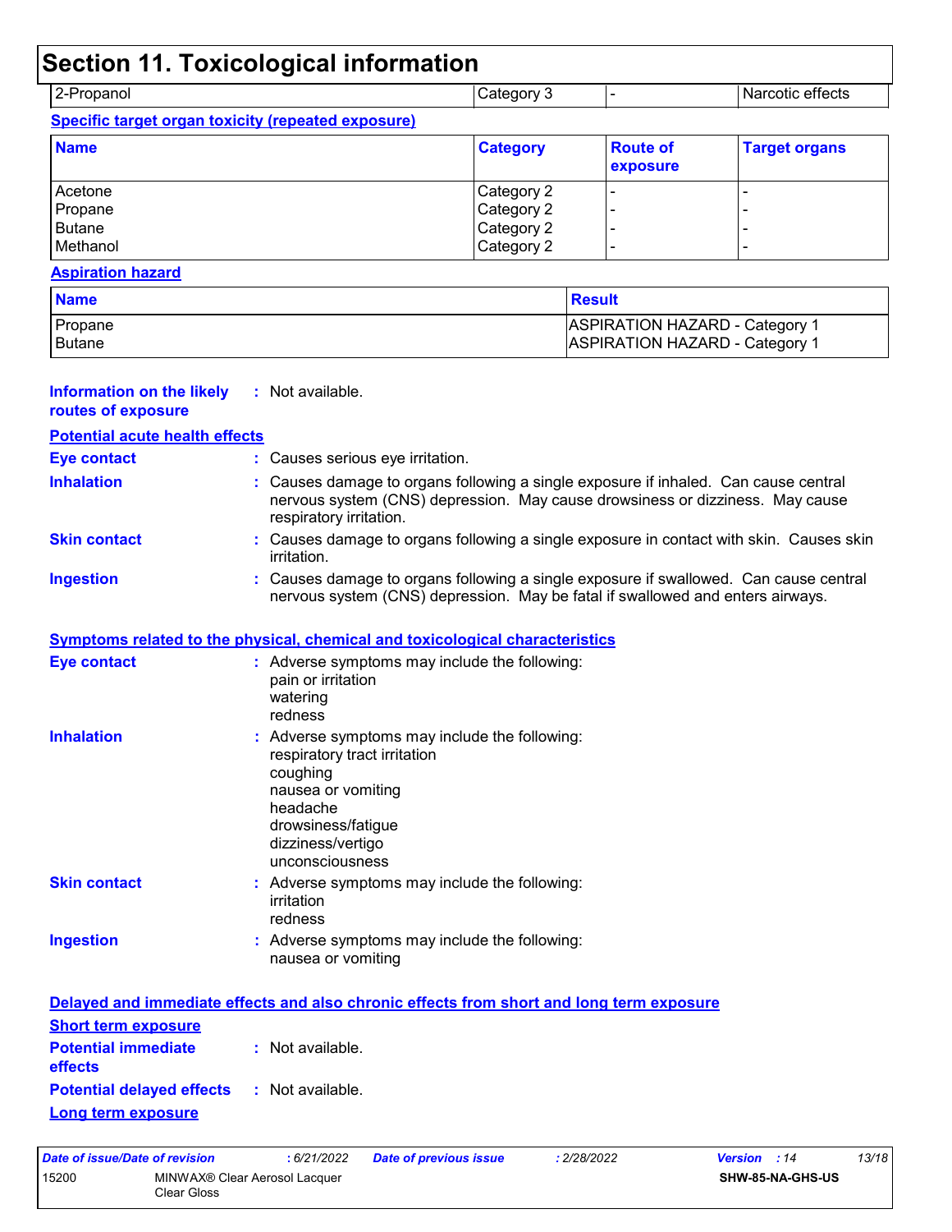# Section 11. Toxicological information

| 2-Propanol | Category 3 | - | Narcotic effects |
|---|---|---|---|

**Specific target organ toxicity (repeated exposure)**

| Name | Category | Route of exposure | Target organs |
|---|---|---|---|
| Acetone | Category 2 | - | - |
| Propane | Category 2 | - | - |
| Butane | Category 2 | - | - |
| Methanol | Category 2 | - | - |

**Aspiration hazard**

| Name | Result |
|---|---|
| Propane | ASPIRATION HAZARD - Category 1 |
| Butane | ASPIRATION HAZARD - Category 1 |

**Information on the likely routes of exposure** : Not available.

**Potential acute health effects**

**Eye contact** : Causes serious eye irritation.

**Inhalation** : Causes damage to organs following a single exposure if inhaled. Can cause central nervous system (CNS) depression. May cause drowsiness or dizziness. May cause respiratory irritation.

**Skin contact** : Causes damage to organs following a single exposure in contact with skin. Causes skin irritation.

**Ingestion** : Causes damage to organs following a single exposure if swallowed. Can cause central nervous system (CNS) depression. May be fatal if swallowed and enters airways.

**Symptoms related to the physical, chemical and toxicological characteristics**

**Eye contact** : Adverse symptoms may include the following:
pain or irritation
watering
redness

**Inhalation** : Adverse symptoms may include the following:
respiratory tract irritation
coughing
nausea or vomiting
headache
drowsiness/fatigue
dizziness/vertigo
unconsciousness

**Skin contact** : Adverse symptoms may include the following:
irritation
redness

**Ingestion** : Adverse symptoms may include the following:
nausea or vomiting

**Delayed and immediate effects and also chronic effects from short and long term exposure**

**Short term exposure**

**Potential immediate effects** : Not available.

**Potential delayed effects** : Not available.

**Long term exposure**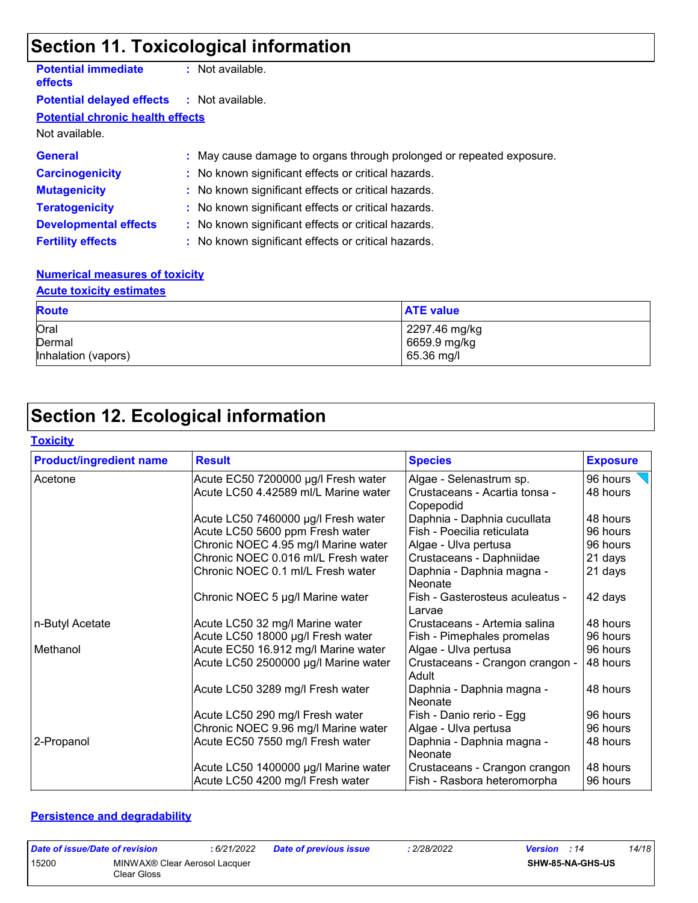## Section 11. Toxicological information

**Potential immediate effects** : Not available.

**Potential delayed effects** : Not available.

**Potential chronic health effects**

Not available.

**General** : May cause damage to organs through prolonged or repeated exposure.

**Carcinogenicity** : No known significant effects or critical hazards.

**Mutagenicity** : No known significant effects or critical hazards.

**Teratogenicity** : No known significant effects or critical hazards.

**Developmental effects** : No known significant effects or critical hazards.

**Fertility effects** : No known significant effects or critical hazards.

**Numerical measures of toxicity**

**Acute toxicity estimates**

| Route | ATE value |
|---|---|
| Oral | 2297.46 mg/kg |
| Dermal | 6659.9 mg/kg |
| Inhalation (vapors) | 65.36 mg/l |

## Section 12. Ecological information

**Toxicity**

| Product/ingredient name | Result | Species | Exposure |
|---|---|---|---|
| Acetone | Acute EC50 7200000 µg/l Fresh water | Algae - Selenastrum sp. | 96 hours |
| | Acute LC50 4.42589 ml/L Marine water | Crustaceans - Acartia tonsa - Copepodid | 48 hours |
| | Acute LC50 7460000 µg/l Fresh water | Daphnia - Daphnia cucullata | 48 hours |
| | Acute LC50 5600 ppm Fresh water | Fish - Poecilia reticulata | 96 hours |
| | Chronic NOEC 4.95 mg/l Marine water | Algae - Ulva pertusa | 96 hours |
| | Chronic NOEC 0.016 ml/L Fresh water | Crustaceans - Daphniidae | 21 days |
| | Chronic NOEC 0.1 ml/L Fresh water | Daphnia - Daphnia magna - Neonate | 21 days |
| | Chronic NOEC 5 µg/l Marine water | Fish - Gasterosteus aculeatus - Larvae | 42 days |
| n-Butyl Acetate | Acute LC50 32 mg/l Marine water | Crustaceans - Artemia salina | 48 hours |
| | Acute LC50 18000 µg/l Fresh water | Fish - Pimephales promelas | 96 hours |
| Methanol | Acute EC50 16.912 mg/l Marine water | Algae - Ulva pertusa | 96 hours |
| | Acute LC50 2500000 µg/l Marine water | Crustaceans - Crangon crangon - Adult | 48 hours |
| | Acute LC50 3289 mg/l Fresh water | Daphnia - Daphnia magna - Neonate | 48 hours |
| | Acute LC50 290 mg/l Fresh water | Fish - Danio rerio - Egg | 96 hours |
| | Chronic NOEC 9.96 mg/l Marine water | Algae - Ulva pertusa | 96 hours |
| 2-Propanol | Acute EC50 7550 mg/l Fresh water | Daphnia - Daphnia magna - Neonate | 48 hours |
| | Acute LC50 1400000 µg/l Marine water | Crustaceans - Crangon crangon | 48 hours |
| | Acute LC50 4200 mg/l Fresh water | Fish - Rasbora heteromorpha | 96 hours |

**Persistence and degradability**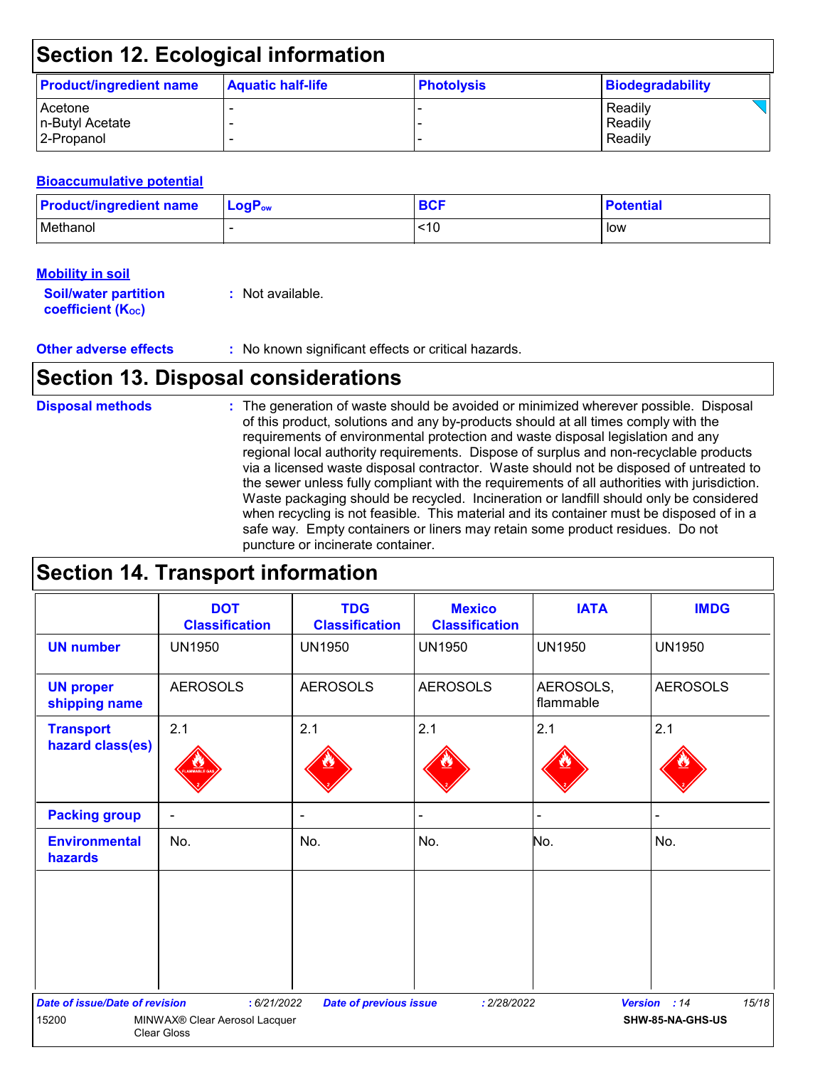## Section 12. Ecological information

| Product/ingredient name | Aquatic half-life | Photolysis | Biodegradability |
|---|---|---|---|
| Acetone | - | - | Readily |
| n-Butyl Acetate | - | - | Readily |
| 2-Propanol | - | - | Readily |

### Bioaccumulative potential

| Product/ingredient name | $LogP_{ow}$ | BCF | Potential |
|---|---|---|---|
| Methanol | - | <10 | low |

### Mobility in soil

**Soil/water partition coefficient ($K_{OC}$)** : Not available.

**Other adverse effects** : No known significant effects or critical hazards.

## Section 13. Disposal considerations

**Disposal methods** : The generation of waste should be avoided or minimized wherever possible. Disposal of this product, solutions and any by-products should at all times comply with the requirements of environmental protection and waste disposal legislation and any regional local authority requirements. Dispose of surplus and non-recyclable products via a licensed waste disposal contractor. Waste should not be disposed of untreated to the sewer unless fully compliant with the requirements of all authorities with jurisdiction. Waste packaging should be recycled. Incineration or landfill should only be considered when recycling is not feasible. This material and its container must be disposed of in a safe way. Empty containers or liners may retain some product residues. Do not puncture or incinerate container.

## Section 14. Transport information

| | DOT Classification | TDG Classification | Mexico Classification | IATA | IMDG |
|---|---|---|---|---|---|
| UN number | UN1950 | UN1950 | UN1950 | UN1950 | UN1950 |
| UN proper shipping name | AEROSOLS | AEROSOLS | AEROSOLS | AEROSOLS, flammable | AEROSOLS |
| Transport hazard class(es) | 2.1 | 2.1 | 2.1 | 2.1 | 2.1 |
| Packing group | - | - | - | - | - |
| Environmental hazards | No. | No. | No. | No. | No. |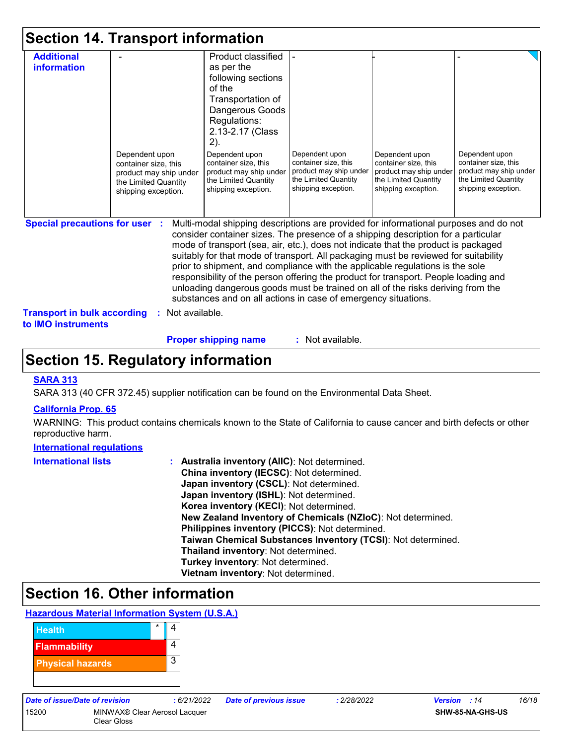## Section 14. Transport information

| | | | | | |
|---|---|---|---|---|---|
| **Additional information** | - | Product classified as per the following sections of the Transportation of Dangerous Goods Regulations: 2.13-2.17 (Class 2). | - | - | - |
| | Dependent upon container size, this product may ship under the Limited Quantity shipping exception. | Dependent upon container size, this product may ship under the Limited Quantity shipping exception. | Dependent upon container size, this product may ship under the Limited Quantity shipping exception. | Dependent upon container size, this product may ship under the Limited Quantity shipping exception. | Dependent upon container size, this product may ship under the Limited Quantity shipping exception. |

**Special precautions for user** : Multi-modal shipping descriptions are provided for informational purposes and do not consider container sizes. The presence of a shipping description for a particular mode of transport (sea, air, etc.), does not indicate that the product is packaged suitably for that mode of transport. All packaging must be reviewed for suitability prior to shipment, and compliance with the applicable regulations is the sole responsibility of the person offering the product for transport. People loading and unloading dangerous goods must be trained on all of the risks deriving from the substances and on all actions in case of emergency situations.

**Transport in bulk according to IMO instruments** : Not available.

**Proper shipping name** : Not available.

## Section 15. Regulatory information

**SARA 313**

SARA 313 (40 CFR 372.45) supplier notification can be found on the Environmental Data Sheet.

**California Prop. 65**

WARNING: This product contains chemicals known to the State of California to cause cancer and birth defects or other reproductive harm.

**International regulations**

**International lists** :
**Australia inventory (AIIC)**: Not determined.
**China inventory (IECSC)**: Not determined.
**Japan inventory (CSCL)**: Not determined.
**Japan inventory (ISHL)**: Not determined.
**Korea inventory (KECI)**: Not determined.
**New Zealand Inventory of Chemicals (NZIoC)**: Not determined.
**Philippines inventory (PICCS)**: Not determined.
**Taiwan Chemical Substances Inventory (TCSI)**: Not determined.
**Thailand inventory**: Not determined.
**Turkey inventory**: Not determined.
**Vietnam inventory**: Not determined.

## Section 16. Other information

**Hazardous Material Information System (U.S.A.)**

| | | |
|---|---|---|
| Health | * | 4 |
| Flammability | | 4 |
| Physical hazards | | 3 |
| | | |

| | | | |
|---|---|---|---|
| *Date of issue/Date of revision* | : 6/21/2022 | *Date of previous issue* | : 2/28/2022 |
| *Version* | : 14 | | |
| 15200 | MINWAX® Clear Aerosol Lacquer Clear Gloss | | SHW-85-NA-GHS-US |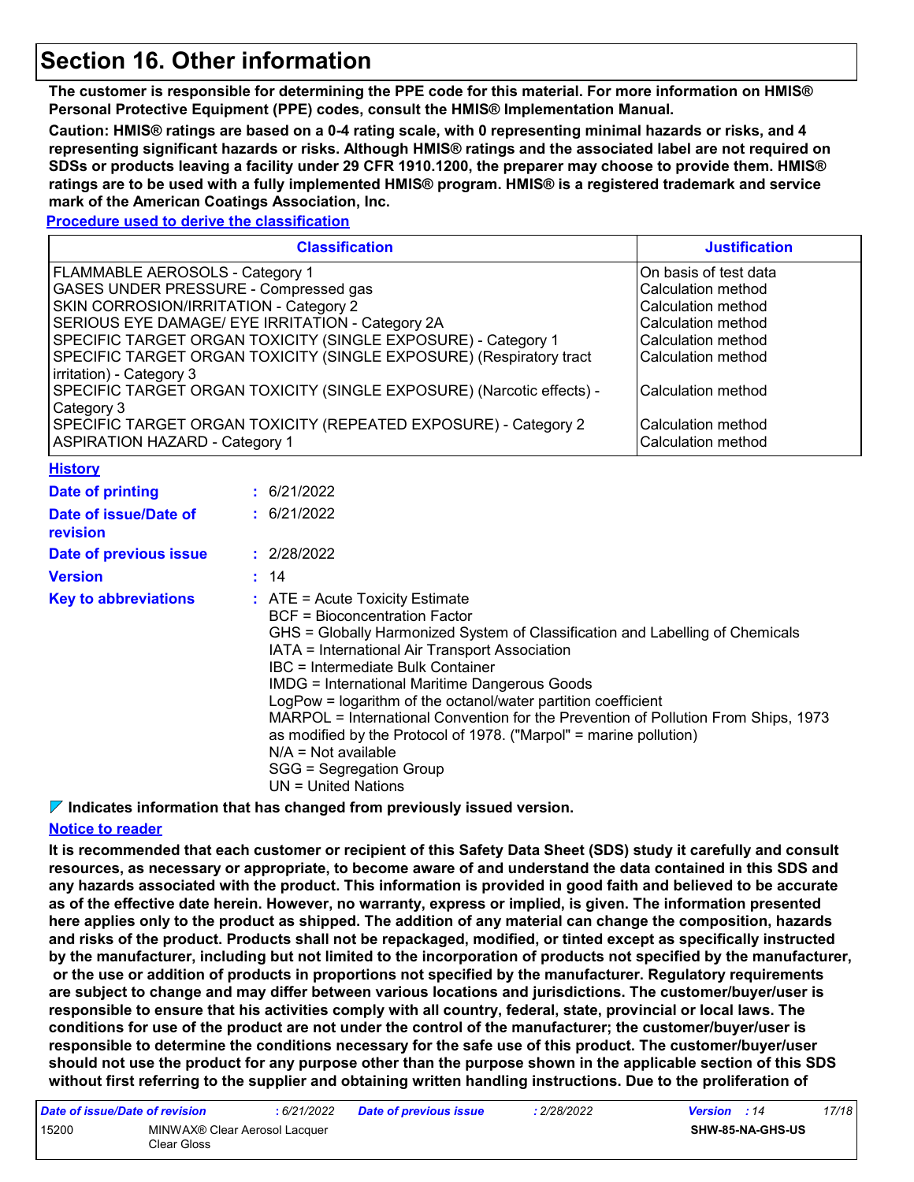# Section 16. Other information

**The customer is responsible for determining the PPE code for this material. For more information on HMIS® Personal Protective Equipment (PPE) codes, consult the HMIS® Implementation Manual.**

**Caution: HMIS® ratings are based on a 0-4 rating scale, with 0 representing minimal hazards or risks, and 4 representing significant hazards or risks. Although HMIS® ratings and the associated label are not required on SDSs or products leaving a facility under 29 CFR 1910.1200, the preparer may choose to provide them. HMIS® ratings are to be used with a fully implemented HMIS® program. HMIS® is a registered trademark and service mark of the American Coatings Association, Inc.**

**Procedure used to derive the classification**

| Classification | Justification |
|---|---|
| FLAMMABLE AEROSOLS - Category 1 | On basis of test data |
| GASES UNDER PRESSURE - Compressed gas | Calculation method |
| SKIN CORROSION/IRRITATION - Category 2 | Calculation method |
| SERIOUS EYE DAMAGE/ EYE IRRITATION - Category 2A | Calculation method |
| SPECIFIC TARGET ORGAN TOXICITY (SINGLE EXPOSURE) - Category 1 | Calculation method |
| SPECIFIC TARGET ORGAN TOXICITY (SINGLE EXPOSURE) (Respiratory tract irritation) - Category 3 | Calculation method |
| SPECIFIC TARGET ORGAN TOXICITY (SINGLE EXPOSURE) (Narcotic effects) - Category 3 | Calculation method |
| SPECIFIC TARGET ORGAN TOXICITY (REPEATED EXPOSURE) - Category 2 | Calculation method |
| ASPIRATION HAZARD - Category 1 | Calculation method |

**History**

**Date of printing** : 6/21/2022

**Date of issue/Date of revision** : 6/21/2022

**Date of previous issue** : 2/28/2022

**Version** : 14

**Key to abbreviations** :
ATE = Acute Toxicity Estimate
BCF = Bioconcentration Factor
GHS = Globally Harmonized System of Classification and Labelling of Chemicals
IATA = International Air Transport Association
IBC = Intermediate Bulk Container
IMDG = International Maritime Dangerous Goods
LogPow = logarithm of the octanol/water partition coefficient
MARPOL = International Convention for the Prevention of Pollution From Ships, 1973 as modified by the Protocol of 1978. ("Marpol" = marine pollution)
N/A = Not available
SGG = Segregation Group
UN = United Nations

**Indicates information that has changed from previously issued version.**

**Notice to reader**

**It is recommended that each customer or recipient of this Safety Data Sheet (SDS) study it carefully and consult resources, as necessary or appropriate, to become aware of and understand the data contained in this SDS and any hazards associated with the product. This information is provided in good faith and believed to be accurate as of the effective date herein. However, no warranty, express or implied, is given. The information presented here applies only to the product as shipped. The addition of any material can change the composition, hazards and risks of the product. Products shall not be repackaged, modified, or tinted except as specifically instructed by the manufacturer, including but not limited to the incorporation of products not specified by the manufacturer, or the use or addition of products in proportions not specified by the manufacturer. Regulatory requirements are subject to change and may differ between various locations and jurisdictions. The customer/buyer/user is responsible to ensure that his activities comply with all country, federal, state, provincial or local laws. The conditions for use of the product are not under the control of the manufacturer; the customer/buyer/user is responsible to determine the conditions necessary for the safe use of this product. The customer/buyer/user should not use the product for any purpose other than the purpose shown in the applicable section of this SDS without first referring to the supplier and obtaining written handling instructions. Due to the proliferation of**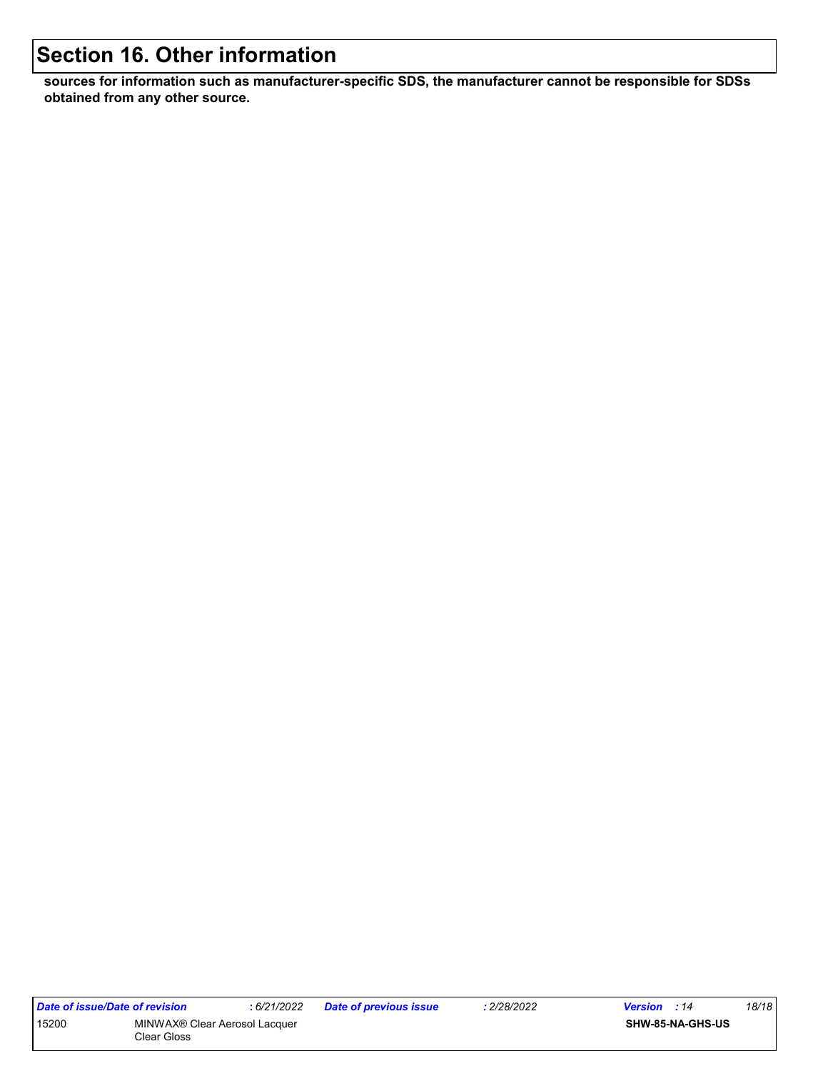# Section 16. Other information

**sources for information such as manufacturer-specific SDS, the manufacturer cannot be responsible for SDSs obtained from any other source.**